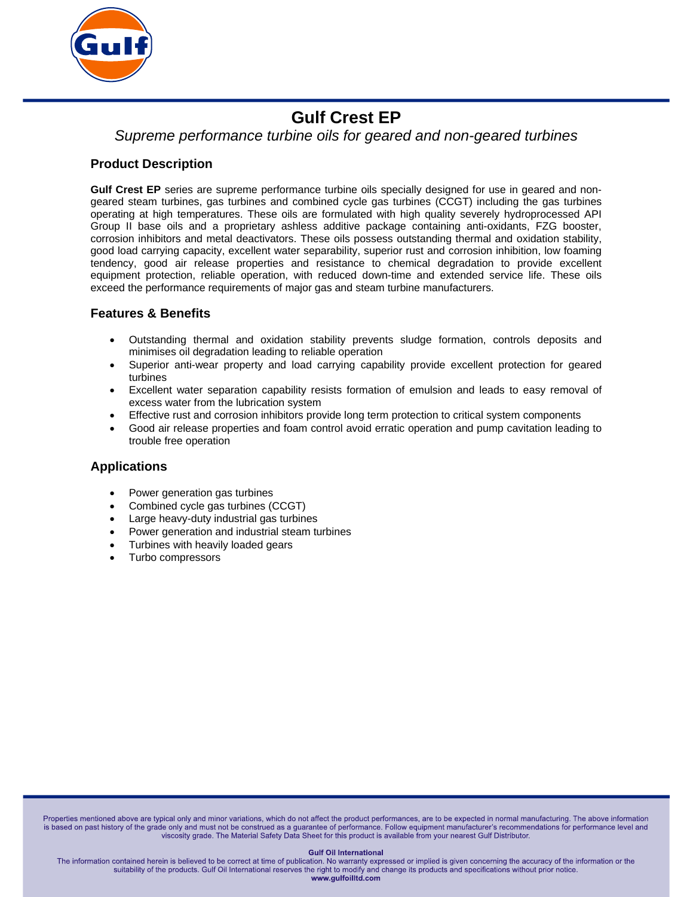# Gulf Crest EP

*Supreme performance turbine oils for geared and non-geared turbines*

## Product Description

**Gulf Crest EP** series are supreme performance turbine oils specially designed for use in geared and non-geared steam turbines, gas turbines and combined cycle gas turbines (CCGT) including the gas turbines operating at high temperatures. These oils are formulated with high quality severely hydroprocessed API Group II base oils and a proprietary ashless additive package containing anti-oxidants, FZG booster, corrosion inhibitors and metal deactivators. These oils possess outstanding thermal and oxidation stability, good load carrying capacity, excellent water separability, superior rust and corrosion inhibition, low foaming tendency, good air release properties and resistance to chemical degradation to provide excellent equipment protection, reliable operation, with reduced down-time and extended service life. These oils exceed the performance requirements of major gas and steam turbine manufacturers.

## Features & Benefits

- Outstanding thermal and oxidation stability prevents sludge formation, controls deposits and minimises oil degradation leading to reliable operation
- Superior anti-wear property and load carrying capability provide excellent protection for geared turbines
- Excellent water separation capability resists formation of emulsion and leads to easy removal of excess water from the lubrication system
- Effective rust and corrosion inhibitors provide long term protection to critical system components
- Good air release properties and foam control avoid erratic operation and pump cavitation leading to trouble free operation

## Applications

- Power generation gas turbines
- Combined cycle gas turbines (CCGT)
- Large heavy-duty industrial gas turbines
- Power generation and industrial steam turbines
- Turbines with heavily loaded gears
- Turbo compressors

Properties mentioned above are typical only and minor variations, which do not affect the product performances, are to be expected in normal manufacturing. The above information is based on past history of the grade only and must not be construed as a guarantee of performance. Follow equipment manufacturer's recommendations for performance level and viscosity grade. The Material Safety Data Sheet for this product is available from your nearest Gulf Distributor.

**Gulf Oil International**

The information contained herein is believed to be correct at time of publication. No warranty expressed or implied is given concerning the accuracy of the information or the suitability of the products. Gulf Oil International reserves the right to modify and change its products and specifications without prior notice.

**www.gulfoilltd.com**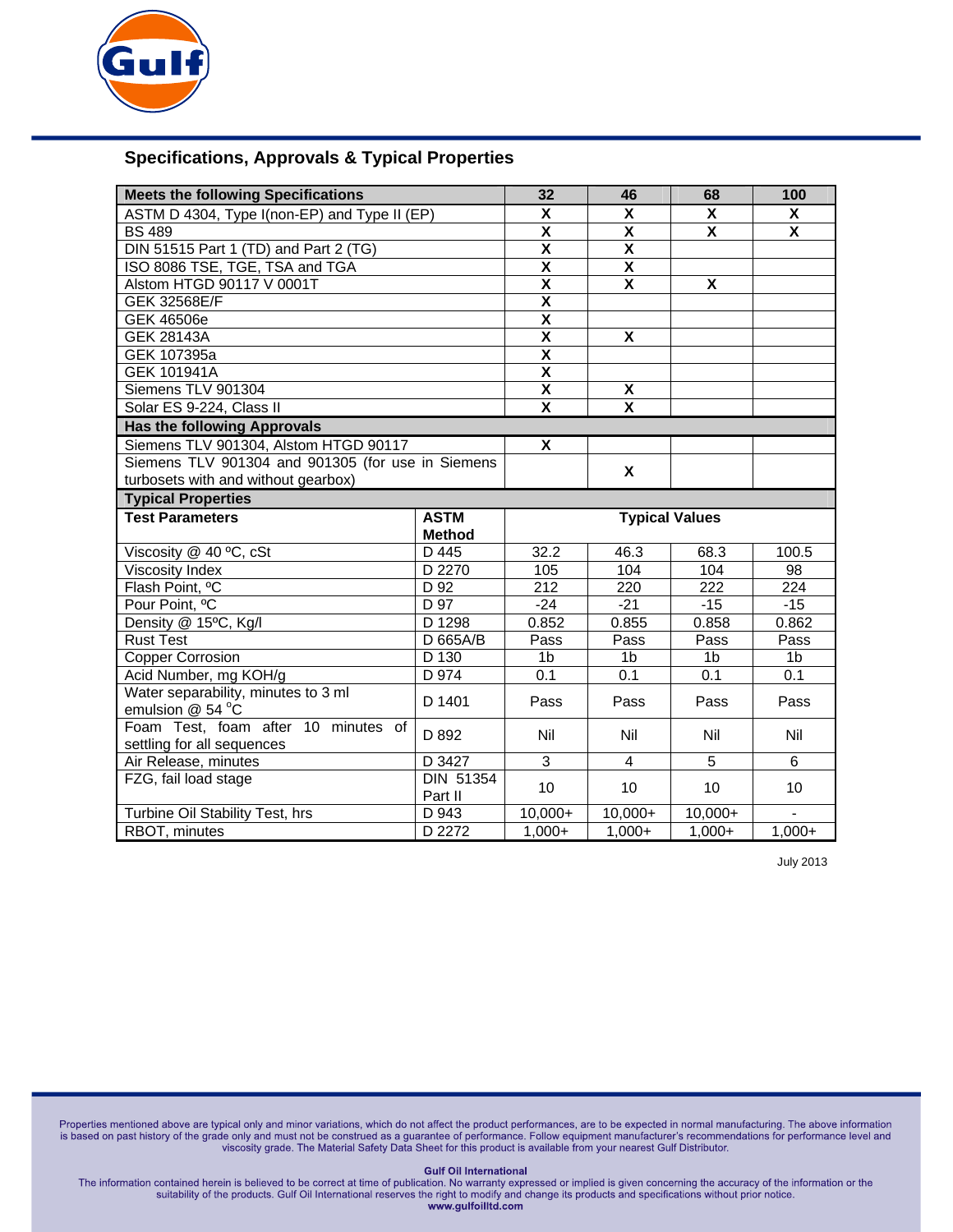## Specifications, Approvals & Typical Properties

| Meets the following Specifications | | 32 | 46 | 68 | 100 |
|---|---|---|---|---|---|
| ASTM D 4304, Type I(non-EP) and Type II (EP) | | X | X | X | X |
| BS 489 | | X | X | X | X |
| DIN 51515 Part 1 (TD) and Part 2 (TG) | | X | X | | |
| ISO 8086 TSE, TGE, TSA and TGA | | X | X | | |
| Alstom HTGD 90117 V 0001T | | X | X | X | |
| GEK 32568E/F | | X | | | |
| GEK 46506e | | X | | | |
| GEK 28143A | | X | X | | |
| GEK 107395a | | X | | | |
| GEK 101941A | | X | | | |
| Siemens TLV 901304 | | X | X | | |
| Solar ES 9-224, Class II | | X | X | | |
| **Has the following Approvals** | | | | | |
| Siemens TLV 901304, Alstom HTGD 90117 | | X | | | |
| Siemens TLV 901304 and 901305 (for use in Siemens turbosets with and without gearbox) | | | X | | |
| **Typical Properties** | | | | | |
| **Test Parameters** | **ASTM Method** | **Typical Values** | | | |
| Viscosity @ 40 ºC, cSt | D 445 | 32.2 | 46.3 | 68.3 | 100.5 |
| Viscosity Index | D 2270 | 105 | 104 | 104 | 98 |
| Flash Point, ºC | D 92 | 212 | 220 | 222 | 224 |
| Pour Point, ºC | D 97 | -24 | -21 | -15 | -15 |
| Density @ 15ºC, Kg/l | D 1298 | 0.852 | 0.855 | 0.858 | 0.862 |
| Rust Test | D 665A/B | Pass | Pass | Pass | Pass |
| Copper Corrosion | D 130 | 1b | 1b | 1b | 1b |
| Acid Number, mg KOH/g | D 974 | 0.1 | 0.1 | 0.1 | 0.1 |
| Water separability, minutes to 3 ml emulsion @ 54 °C | D 1401 | Pass | Pass | Pass | Pass |
| Foam Test, foam after 10 minutes of settling for all sequences | D 892 | Nil | Nil | Nil | Nil |
| Air Release, minutes | D 3427 | 3 | 4 | 5 | 6 |
| FZG, fail load stage | DIN 51354 Part II | 10 | 10 | 10 | 10 |
| Turbine Oil Stability Test, hrs | D 943 | 10,000+ | 10,000+ | 10,000+ | - |
| RBOT, minutes | D 2272 | 1,000+ | 1,000+ | 1,000+ | 1,000+ |

July 2013

Properties mentioned above are typical only and minor variations, which do not affect the product performances, are to be expected in normal manufacturing. The above information is based on past history of the grade only and must not be construed as a guarantee of performance. Follow equipment manufacturer's recommendations for performance level and viscosity grade. The Material Safety Data Sheet for this product is available from your nearest Gulf Distributor.

**Gulf Oil International**

The information contained herein is believed to be correct at time of publication. No warranty expressed or implied is given concerning the accuracy of the information or the suitability of the products. Gulf Oil International reserves the right to modify and change its products and specifications without prior notice.

**www.gulfoilltd.com**